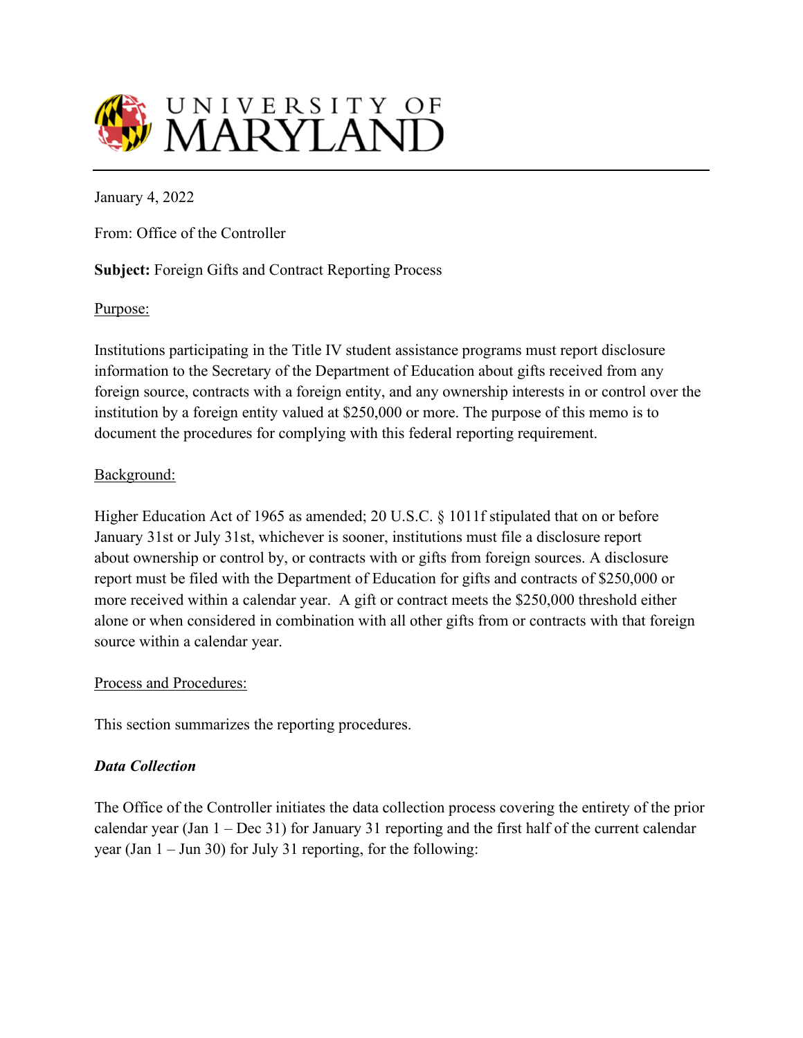UNIVERSITY OF MARYLAND

January 4, 2022

From: Office of the Controller

**Subject:** Foreign Gifts and Contract Reporting Process

Purpose:

Institutions participating in the Title IV student assistance programs must report disclosure information to the Secretary of the Department of Education about gifts received from any foreign source, contracts with a foreign entity, and any ownership interests in or control over the institution by a foreign entity valued at $250,000 or more. The purpose of this memo is to document the procedures for complying with this federal reporting requirement.

Background:

Higher Education Act of 1965 as amended; 20 U.S.C. § 1011f stipulated that on or before January 31st or July 31st, whichever is sooner, institutions must file a disclosure report about ownership or control by, or contracts with or gifts from foreign sources. A disclosure report must be filed with the Department of Education for gifts and contracts of $250,000 or more received within a calendar year. A gift or contract meets the $250,000 threshold either alone or when considered in combination with all other gifts from or contracts with that foreign source within a calendar year.

Process and Procedures:

This section summarizes the reporting procedures.

***Data Collection***

The Office of the Controller initiates the data collection process covering the entirety of the prior calendar year (Jan 1 – Dec 31) for January 31 reporting and the first half of the current calendar year (Jan 1 – Jun 30) for July 31 reporting, for the following: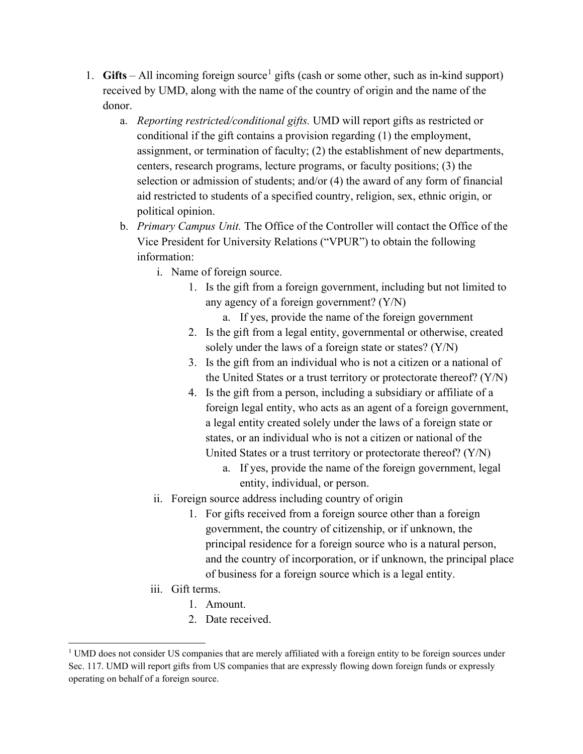1. **Gifts** – All incoming foreign source[1] gifts (cash or some other, such as in-kind support) received by UMD, along with the name of the country of origin and the name of the donor.
    a. *Reporting restricted/conditional gifts.* UMD will report gifts as restricted or conditional if the gift contains a provision regarding (1) the employment, assignment, or termination of faculty; (2) the establishment of new departments, centers, research programs, lecture programs, or faculty positions; (3) the selection or admission of students; and/or (4) the award of any form of financial aid restricted to students of a specified country, religion, sex, ethnic origin, or political opinion.
    b. *Primary Campus Unit.* The Office of the Controller will contact the Office of the Vice President for University Relations ("VPUR") to obtain the following information:
        i. Name of foreign source.
            1. Is the gift from a foreign government, including but not limited to any agency of a foreign government? (Y/N)
                a. If yes, provide the name of the foreign government
            2. Is the gift from a legal entity, governmental or otherwise, created solely under the laws of a foreign state or states? (Y/N)
            3. Is the gift from an individual who is not a citizen or a national of the United States or a trust territory or protectorate thereof? (Y/N)
            4. Is the gift from a person, including a subsidiary or affiliate of a foreign legal entity, who acts as an agent of a foreign government, a legal entity created solely under the laws of a foreign state or states, or an individual who is not a citizen or national of the United States or a trust territory or protectorate thereof? (Y/N)
                a. If yes, provide the name of the foreign government, legal entity, individual, or person.
        ii. Foreign source address including country of origin
            1. For gifts received from a foreign source other than a foreign government, the country of citizenship, or if unknown, the principal residence for a foreign source who is a natural person, and the country of incorporation, or if unknown, the principal place of business for a foreign source which is a legal entity.
        iii. Gift terms.
            1. Amount.
            2. Date received.

[1] UMD does not consider US companies that are merely affiliated with a foreign entity to be foreign sources under Sec. 117. UMD will report gifts from US companies that are expressly flowing down foreign funds or expressly operating on behalf of a foreign source.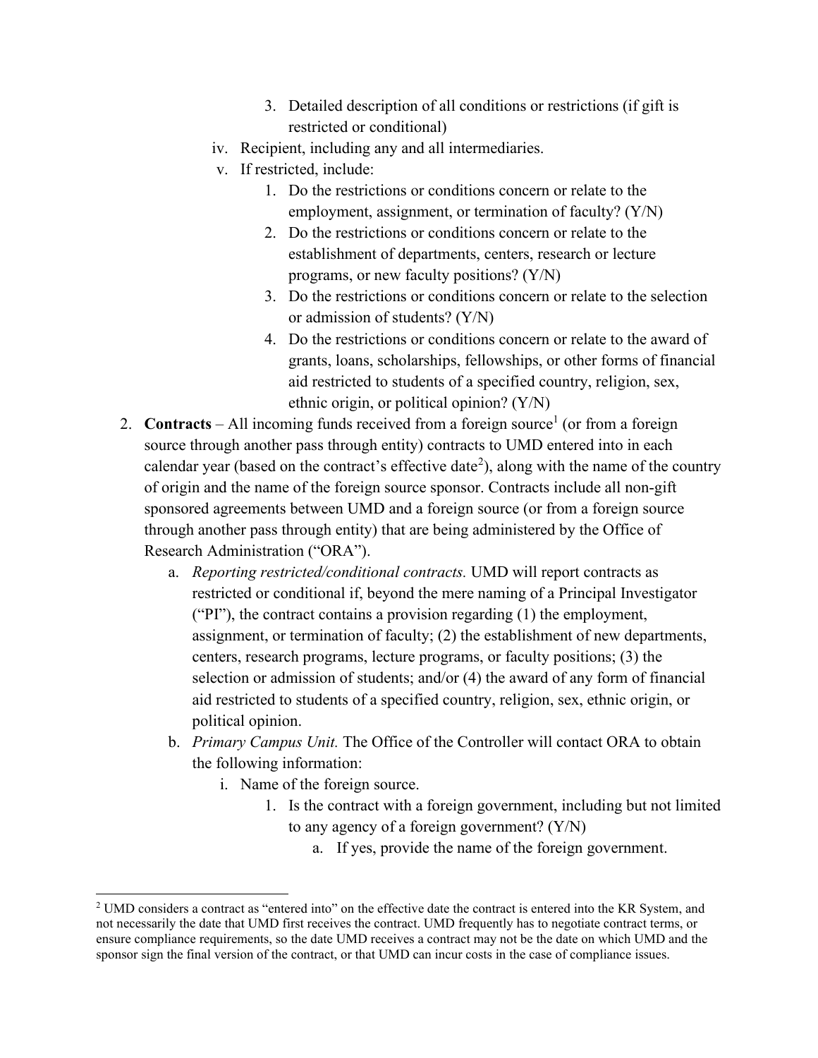3. Detailed description of all conditions or restrictions (if gift is restricted or conditional)

iv. Recipient, including any and all intermediaries.

v. If restricted, include:

1. Do the restrictions or conditions concern or relate to the employment, assignment, or termination of faculty? (Y/N)
2. Do the restrictions or conditions concern or relate to the establishment of departments, centers, research or lecture programs, or new faculty positions? (Y/N)
3. Do the restrictions or conditions concern or relate to the selection or admission of students? (Y/N)
4. Do the restrictions or conditions concern or relate to the award of grants, loans, scholarships, fellowships, or other forms of financial aid restricted to students of a specified country, religion, sex, ethnic origin, or political opinion? (Y/N)

2. **Contracts** – All incoming funds received from a foreign source[1] (or from a foreign source through another pass through entity) contracts to UMD entered into in each calendar year (based on the contract's effective date[2]), along with the name of the country of origin and the name of the foreign source sponsor. Contracts include all non-gift sponsored agreements between UMD and a foreign source (or from a foreign source through another pass through entity) that are being administered by the Office of Research Administration ("ORA").

    a. *Reporting restricted/conditional contracts.* UMD will report contracts as restricted or conditional if, beyond the mere naming of a Principal Investigator ("PI"), the contract contains a provision regarding (1) the employment, assignment, or termination of faculty; (2) the establishment of new departments, centers, research programs, lecture programs, or faculty positions; (3) the selection or admission of students; and/or (4) the award of any form of financial aid restricted to students of a specified country, religion, sex, ethnic origin, or political opinion.

    b. *Primary Campus Unit.* The Office of the Controller will contact ORA to obtain the following information:

        i. Name of the foreign source.

            1. Is the contract with a foreign government, including but not limited to any agency of a foreign government? (Y/N)

                a. If yes, provide the name of the foreign government.

---

[2] UMD considers a contract as "entered into" on the effective date the contract is entered into the KR System, and not necessarily the date that UMD first receives the contract. UMD frequently has to negotiate contract terms, or ensure compliance requirements, so the date UMD receives a contract may not be the date on which UMD and the sponsor sign the final version of the contract, or that UMD can incur costs in the case of compliance issues.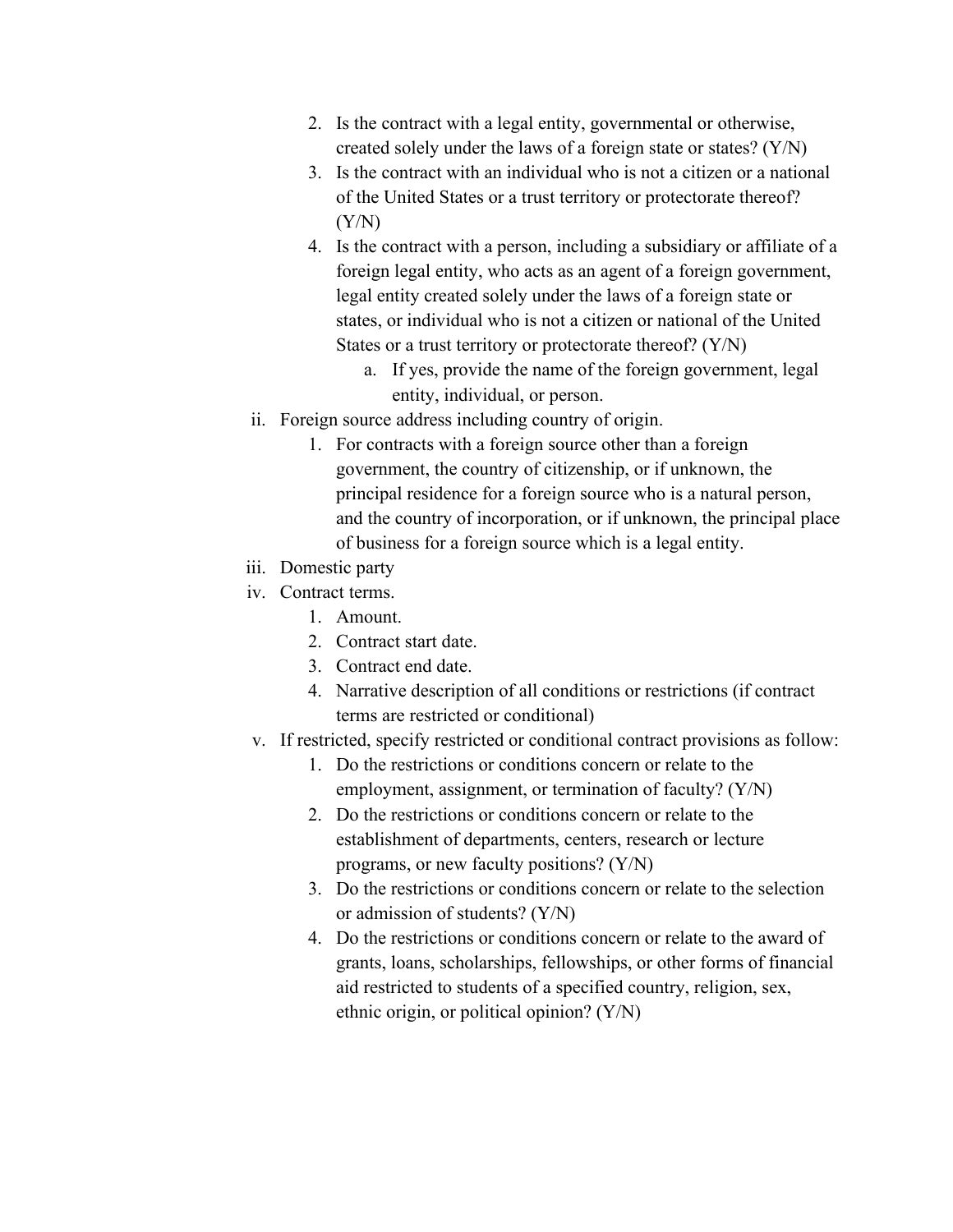2. Is the contract with a legal entity, governmental or otherwise, created solely under the laws of a foreign state or states? (Y/N)
3. Is the contract with an individual who is not a citizen or a national of the United States or a trust territory or protectorate thereof? (Y/N)
4. Is the contract with a person, including a subsidiary or affiliate of a foreign legal entity, who acts as an agent of a foreign government, legal entity created solely under the laws of a foreign state or states, or individual who is not a citizen or national of the United States or a trust territory or protectorate thereof? (Y/N)
    a. If yes, provide the name of the foreign government, legal entity, individual, or person.

ii. Foreign source address including country of origin.
   1. For contracts with a foreign source other than a foreign government, the country of citizenship, or if unknown, the principal residence for a foreign source who is a natural person, and the country of incorporation, or if unknown, the principal place of business for a foreign source which is a legal entity.

iii. Domestic party

iv. Contract terms.
   1. Amount.
   2. Contract start date.
   3. Contract end date.
   4. Narrative description of all conditions or restrictions (if contract terms are restricted or conditional)

v. If restricted, specify restricted or conditional contract provisions as follow:
   1. Do the restrictions or conditions concern or relate to the employment, assignment, or termination of faculty? (Y/N)
   2. Do the restrictions or conditions concern or relate to the establishment of departments, centers, research or lecture programs, or new faculty positions? (Y/N)
   3. Do the restrictions or conditions concern or relate to the selection or admission of students? (Y/N)
   4. Do the restrictions or conditions concern or relate to the award of grants, loans, scholarships, fellowships, or other forms of financial aid restricted to students of a specified country, religion, sex, ethnic origin, or political opinion? (Y/N)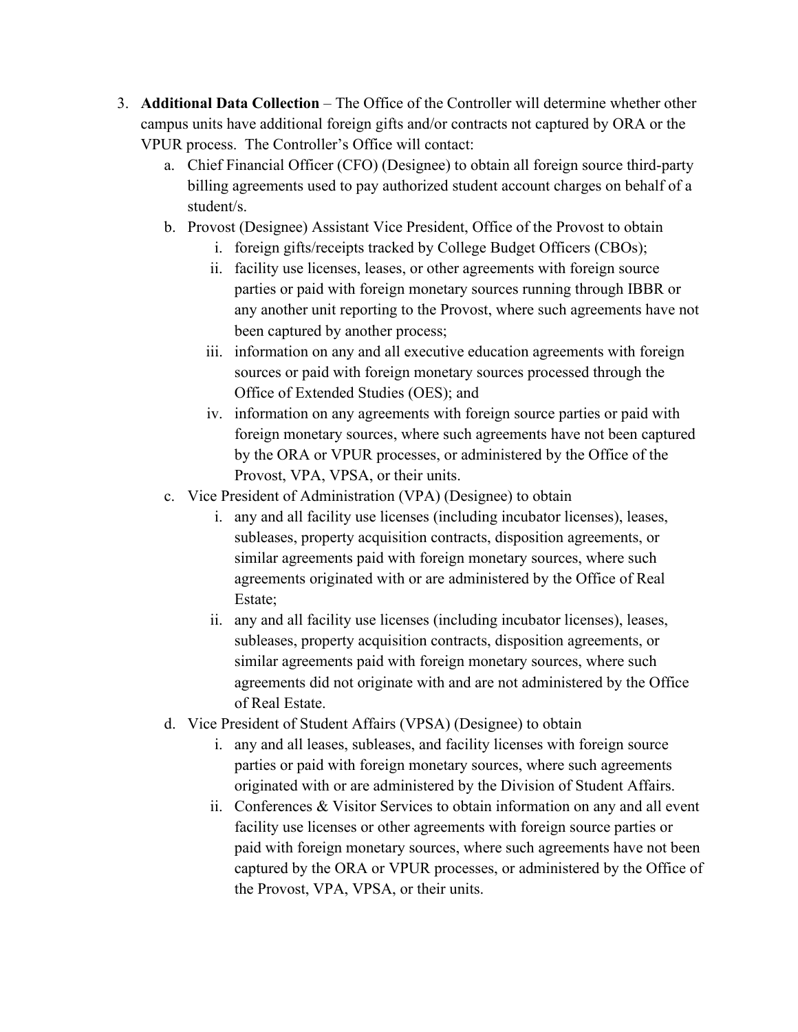3. **Additional Data Collection** – The Office of the Controller will determine whether other campus units have additional foreign gifts and/or contracts not captured by ORA or the VPUR process. The Controller's Office will contact:
   a. Chief Financial Officer (CFO) (Designee) to obtain all foreign source third-party billing agreements used to pay authorized student account charges on behalf of a student/s.
   b. Provost (Designee) Assistant Vice President, Office of the Provost to obtain
      i. foreign gifts/receipts tracked by College Budget Officers (CBOs);
      ii. facility use licenses, leases, or other agreements with foreign source parties or paid with foreign monetary sources running through IBBR or any another unit reporting to the Provost, where such agreements have not been captured by another process;
      iii. information on any and all executive education agreements with foreign sources or paid with foreign monetary sources processed through the Office of Extended Studies (OES); and
      iv. information on any agreements with foreign source parties or paid with foreign monetary sources, where such agreements have not been captured by the ORA or VPUR processes, or administered by the Office of the Provost, VPA, VPSA, or their units.
   c. Vice President of Administration (VPA) (Designee) to obtain
      i. any and all facility use licenses (including incubator licenses), leases, subleases, property acquisition contracts, disposition agreements, or similar agreements paid with foreign monetary sources, where such agreements originated with or are administered by the Office of Real Estate;
      ii. any and all facility use licenses (including incubator licenses), leases, subleases, property acquisition contracts, disposition agreements, or similar agreements paid with foreign monetary sources, where such agreements did not originate with and are not administered by the Office of Real Estate.
   d. Vice President of Student Affairs (VPSA) (Designee) to obtain
      i. any and all leases, subleases, and facility licenses with foreign source parties or paid with foreign monetary sources, where such agreements originated with or are administered by the Division of Student Affairs.
      ii. Conferences & Visitor Services to obtain information on any and all event facility use licenses or other agreements with foreign source parties or paid with foreign monetary sources, where such agreements have not been captured by the ORA or VPUR processes, or administered by the Office of the Provost, VPA, VPSA, or their units.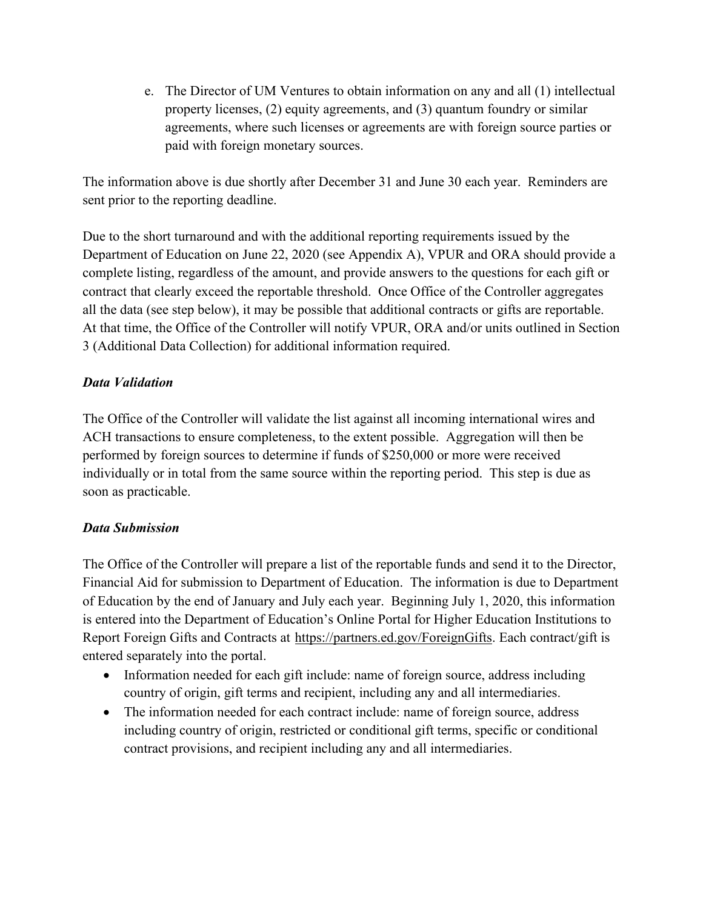e. The Director of UM Ventures to obtain information on any and all (1) intellectual property licenses, (2) equity agreements, and (3) quantum foundry or similar agreements, where such licenses or agreements are with foreign source parties or paid with foreign monetary sources.

The information above is due shortly after December 31 and June 30 each year. Reminders are sent prior to the reporting deadline.

Due to the short turnaround and with the additional reporting requirements issued by the Department of Education on June 22, 2020 (see Appendix A), VPUR and ORA should provide a complete listing, regardless of the amount, and provide answers to the questions for each gift or contract that clearly exceed the reportable threshold. Once Office of the Controller aggregates all the data (see step below), it may be possible that additional contracts or gifts are reportable. At that time, the Office of the Controller will notify VPUR, ORA and/or units outlined in Section 3 (Additional Data Collection) for additional information required.

***Data Validation***

The Office of the Controller will validate the list against all incoming international wires and ACH transactions to ensure completeness, to the extent possible. Aggregation will then be performed by foreign sources to determine if funds of $250,000 or more were received individually or in total from the same source within the reporting period. This step is due as soon as practicable.

***Data Submission***

The Office of the Controller will prepare a list of the reportable funds and send it to the Director, Financial Aid for submission to Department of Education. The information is due to Department of Education by the end of January and July each year. Beginning July 1, 2020, this information is entered into the Department of Education's Online Portal for Higher Education Institutions to Report Foreign Gifts and Contracts at https://partners.ed.gov/ForeignGifts. Each contract/gift is entered separately into the portal.

- Information needed for each gift include: name of foreign source, address including country of origin, gift terms and recipient, including any and all intermediaries.
- The information needed for each contract include: name of foreign source, address including country of origin, restricted or conditional gift terms, specific or conditional contract provisions, and recipient including any and all intermediaries.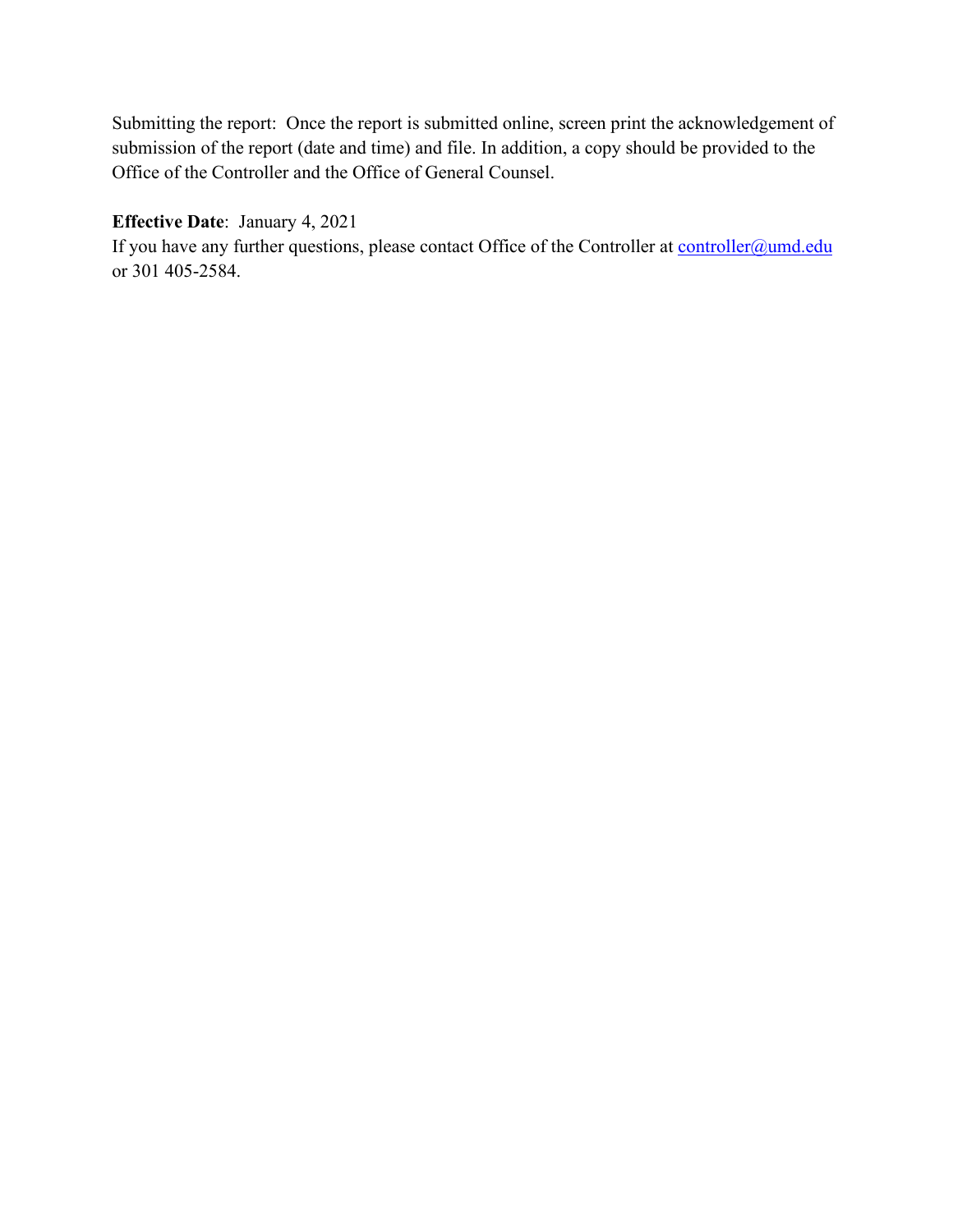Submitting the report: Once the report is submitted online, screen print the acknowledgement of submission of the report (date and time) and file. In addition, a copy should be provided to the Office of the Controller and the Office of General Counsel.

**Effective Date**: January 4, 2021

If you have any further questions, please contact Office of the Controller at [controller@umd.edu](mailto:controller@umd.edu) or 301 405-2584.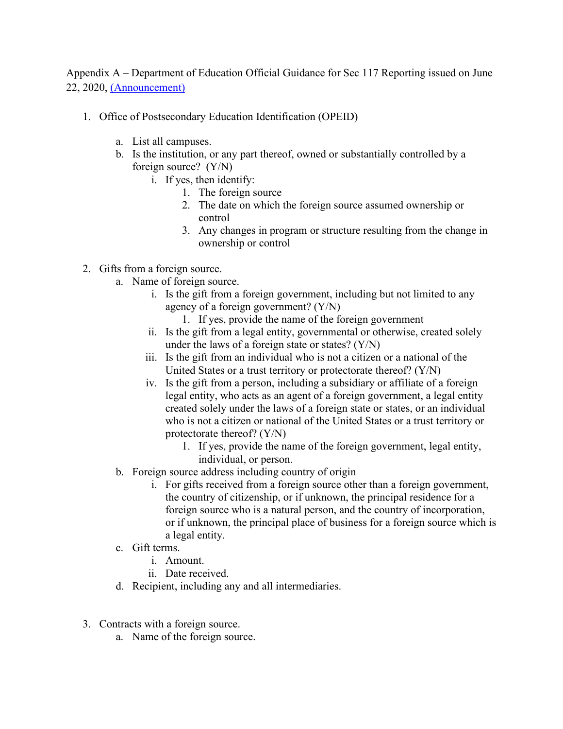Appendix A – Department of Education Official Guidance for Sec 117 Reporting issued on June 22, 2020, [(Announcement)]

1. Office of Postsecondary Education Identification (OPEID)

   a. List all campuses.
   b. Is the institution, or any part thereof, owned or substantially controlled by a foreign source? (Y/N)
      i. If yes, then identify:
         1. The foreign source
         2. The date on which the foreign source assumed ownership or control
         3. Any changes in program or structure resulting from the change in ownership or control

2. Gifts from a foreign source.
   a. Name of foreign source.
      i. Is the gift from a foreign government, including but not limited to any agency of a foreign government? (Y/N)
         1. If yes, provide the name of the foreign government
      ii. Is the gift from a legal entity, governmental or otherwise, created solely under the laws of a foreign state or states? (Y/N)
      iii. Is the gift from an individual who is not a citizen or a national of the United States or a trust territory or protectorate thereof? (Y/N)
      iv. Is the gift from a person, including a subsidiary or affiliate of a foreign legal entity, who acts as an agent of a foreign government, a legal entity created solely under the laws of a foreign state or states, or an individual who is not a citizen or national of the United States or a trust territory or protectorate thereof? (Y/N)
         1. If yes, provide the name of the foreign government, legal entity, individual, or person.
   b. Foreign source address including country of origin
      i. For gifts received from a foreign source other than a foreign government, the country of citizenship, or if unknown, the principal residence for a foreign source who is a natural person, and the country of incorporation, or if unknown, the principal place of business for a foreign source which is a legal entity.
   c. Gift terms.
      i. Amount.
      ii. Date received.
   d. Recipient, including any and all intermediaries.

3. Contracts with a foreign source.
   a. Name of the foreign source.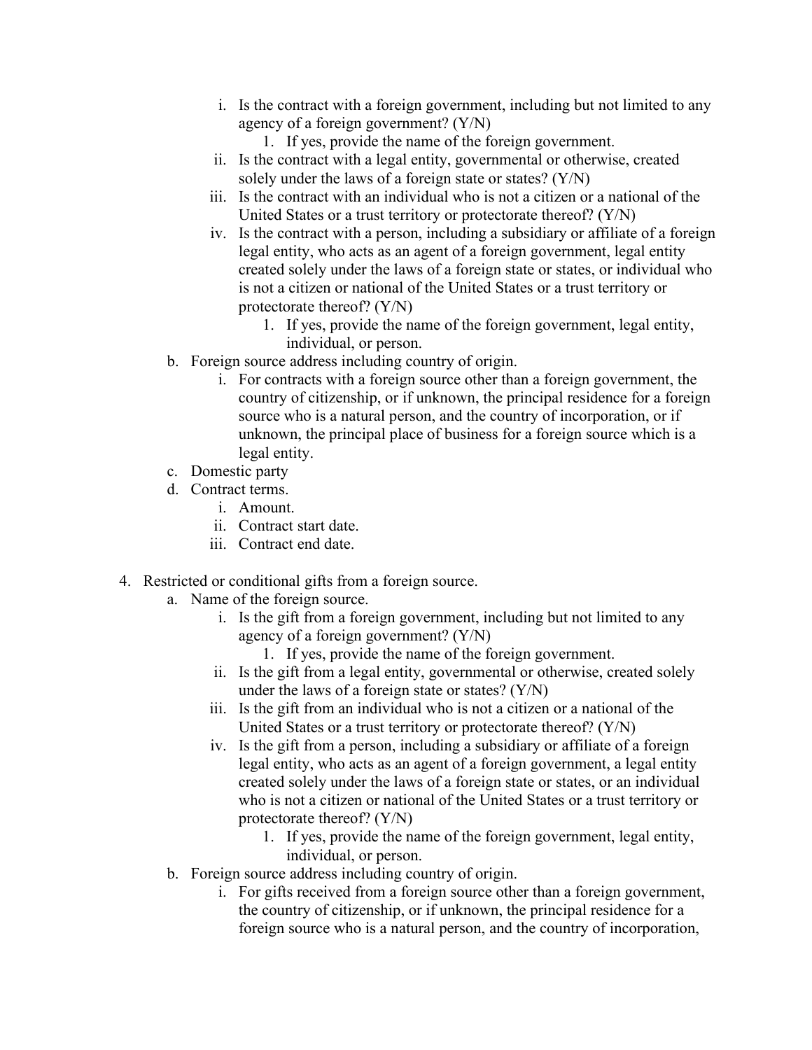- i. Is the contract with a foreign government, including but not limited to any agency of a foreign government? (Y/N)
  1. If yes, provide the name of the foreign government.
- ii. Is the contract with a legal entity, governmental or otherwise, created solely under the laws of a foreign state or states? (Y/N)
- iii. Is the contract with an individual who is not a citizen or a national of the United States or a trust territory or protectorate thereof? (Y/N)
- iv. Is the contract with a person, including a subsidiary or affiliate of a foreign legal entity, who acts as an agent of a foreign government, legal entity created solely under the laws of a foreign state or states, or individual who is not a citizen or national of the United States or a trust territory or protectorate thereof? (Y/N)
  1. If yes, provide the name of the foreign government, legal entity, individual, or person.

b. Foreign source address including country of origin.
- i. For contracts with a foreign source other than a foreign government, the country of citizenship, or if unknown, the principal residence for a foreign source who is a natural person, and the country of incorporation, or if unknown, the principal place of business for a foreign source which is a legal entity.

c. Domestic party

d. Contract terms.
- i. Amount.
- ii. Contract start date.
- iii. Contract end date.

4. Restricted or conditional gifts from a foreign source.

a. Name of the foreign source.
- i. Is the gift from a foreign government, including but not limited to any agency of a foreign government? (Y/N)
  1. If yes, provide the name of the foreign government.
- ii. Is the gift from a legal entity, governmental or otherwise, created solely under the laws of a foreign state or states? (Y/N)
- iii. Is the gift from an individual who is not a citizen or a national of the United States or a trust territory or protectorate thereof? (Y/N)
- iv. Is the gift from a person, including a subsidiary or affiliate of a foreign legal entity, who acts as an agent of a foreign government, a legal entity created solely under the laws of a foreign state or states, or an individual who is not a citizen or national of the United States or a trust territory or protectorate thereof? (Y/N)
  1. If yes, provide the name of the foreign government, legal entity, individual, or person.

b. Foreign source address including country of origin.
- i. For gifts received from a foreign source other than a foreign government, the country of citizenship, or if unknown, the principal residence for a foreign source who is a natural person, and the country of incorporation,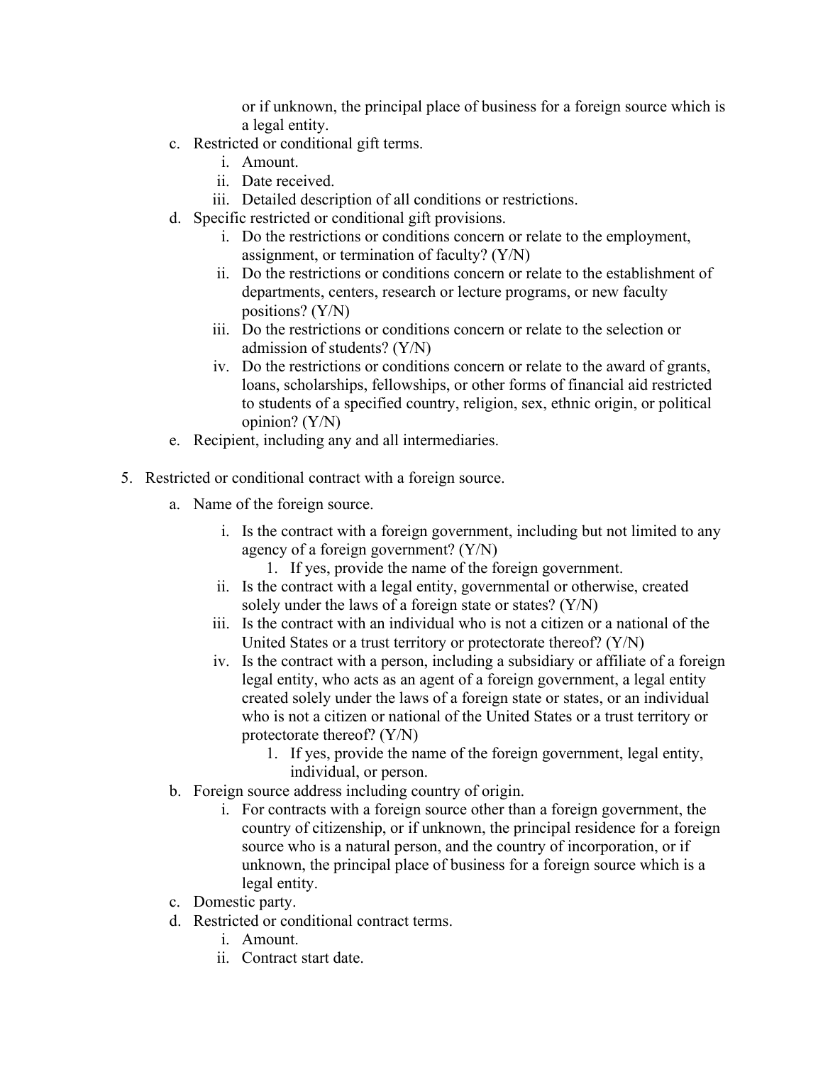or if unknown, the principal place of business for a foreign source which is a legal entity.

c. Restricted or conditional gift terms.
    i. Amount.
    ii. Date received.
    iii. Detailed description of all conditions or restrictions.
d. Specific restricted or conditional gift provisions.
    i. Do the restrictions or conditions concern or relate to the employment, assignment, or termination of faculty? (Y/N)
    ii. Do the restrictions or conditions concern or relate to the establishment of departments, centers, research or lecture programs, or new faculty positions? (Y/N)
    iii. Do the restrictions or conditions concern or relate to the selection or admission of students? (Y/N)
    iv. Do the restrictions or conditions concern or relate to the award of grants, loans, scholarships, fellowships, or other forms of financial aid restricted to students of a specified country, religion, sex, ethnic origin, or political opinion? (Y/N)
e. Recipient, including any and all intermediaries.

5. Restricted or conditional contract with a foreign source.
    a. Name of the foreign source.
        i. Is the contract with a foreign government, including but not limited to any agency of a foreign government? (Y/N)
            1. If yes, provide the name of the foreign government.
        ii. Is the contract with a legal entity, governmental or otherwise, created solely under the laws of a foreign state or states? (Y/N)
        iii. Is the contract with an individual who is not a citizen or a national of the United States or a trust territory or protectorate thereof? (Y/N)
        iv. Is the contract with a person, including a subsidiary or affiliate of a foreign legal entity, who acts as an agent of a foreign government, a legal entity created solely under the laws of a foreign state or states, or an individual who is not a citizen or national of the United States or a trust territory or protectorate thereof? (Y/N)
            1. If yes, provide the name of the foreign government, legal entity, individual, or person.
    b. Foreign source address including country of origin.
        i. For contracts with a foreign source other than a foreign government, the country of citizenship, or if unknown, the principal residence for a foreign source who is a natural person, and the country of incorporation, or if unknown, the principal place of business for a foreign source which is a legal entity.
    c. Domestic party.
    d. Restricted or conditional contract terms.
        i. Amount.
        ii. Contract start date.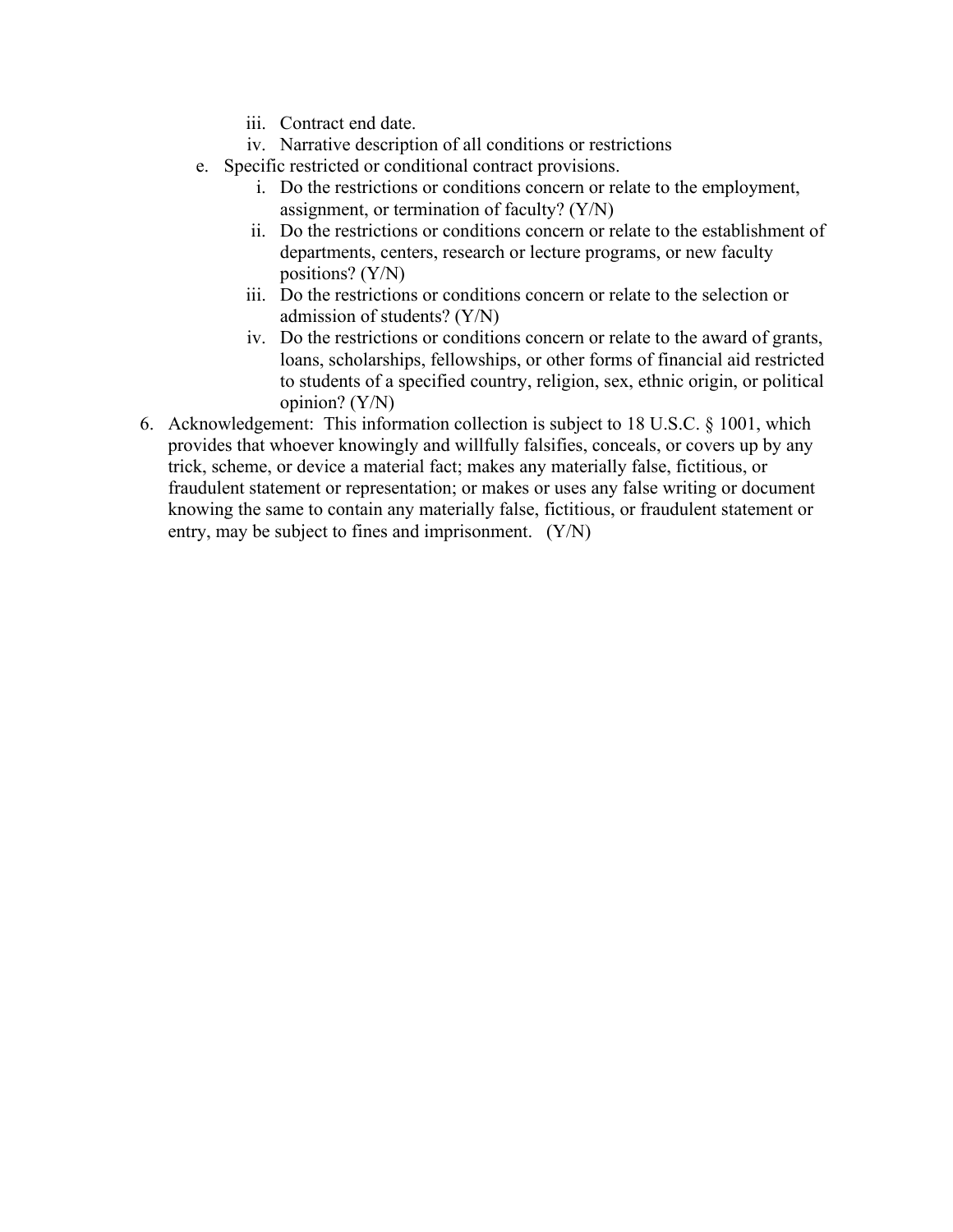iii. Contract end date.
   iv. Narrative description of all conditions or restrictions

e. Specific restricted or conditional contract provisions.
   i. Do the restrictions or conditions concern or relate to the employment, assignment, or termination of faculty? (Y/N)
   ii. Do the restrictions or conditions concern or relate to the establishment of departments, centers, research or lecture programs, or new faculty positions? (Y/N)
   iii. Do the restrictions or conditions concern or relate to the selection or admission of students? (Y/N)
   iv. Do the restrictions or conditions concern or relate to the award of grants, loans, scholarships, fellowships, or other forms of financial aid restricted to students of a specified country, religion, sex, ethnic origin, or political opinion? (Y/N)

6. Acknowledgement: This information collection is subject to 18 U.S.C. § 1001, which provides that whoever knowingly and willfully falsifies, conceals, or covers up by any trick, scheme, or device a material fact; makes any materially false, fictitious, or fraudulent statement or representation; or makes or uses any false writing or document knowing the same to contain any materially false, fictitious, or fraudulent statement or entry, may be subject to fines and imprisonment. (Y/N)